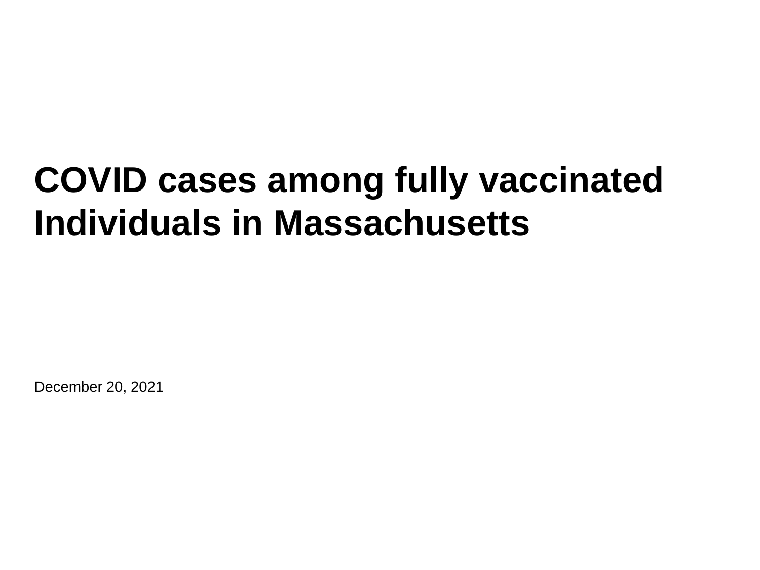# COVID cases among fully vaccinated Individuals in Massachusetts

December 20, 2021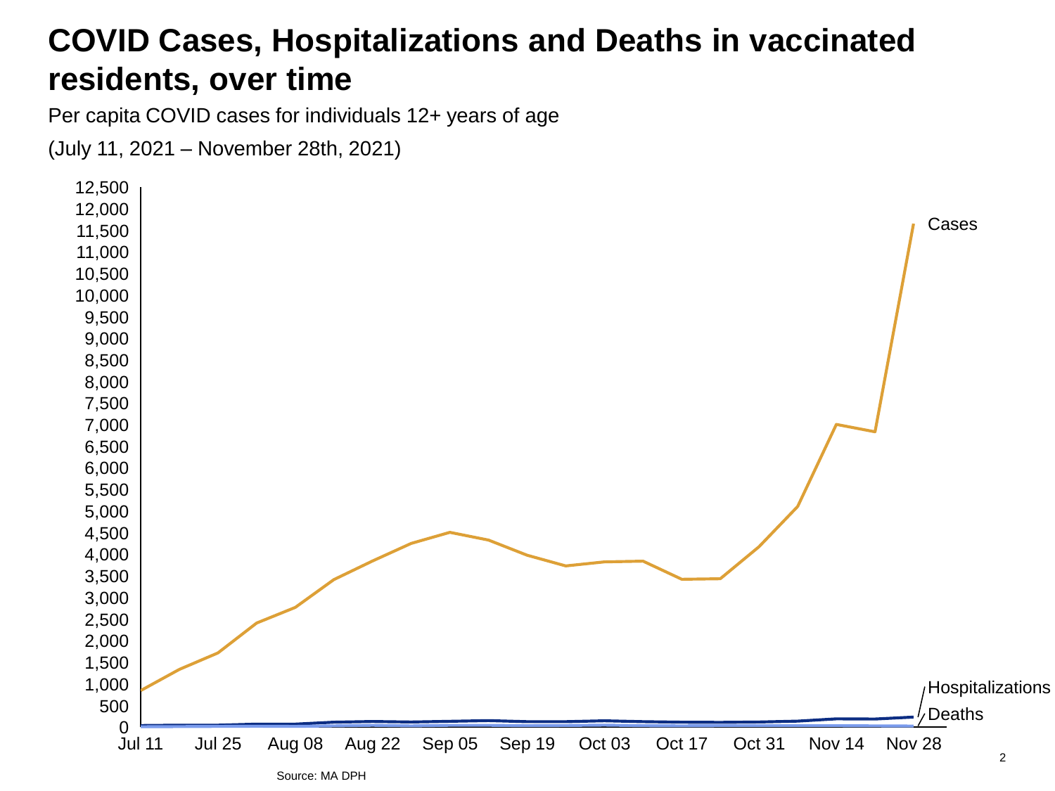# COVID Cases, Hospitalizations and Deaths in vaccinated residents, over time

Per capita COVID cases for individuals 12+ years of age

(July 11, 2021 – November 28th, 2021)

Source: MA DPH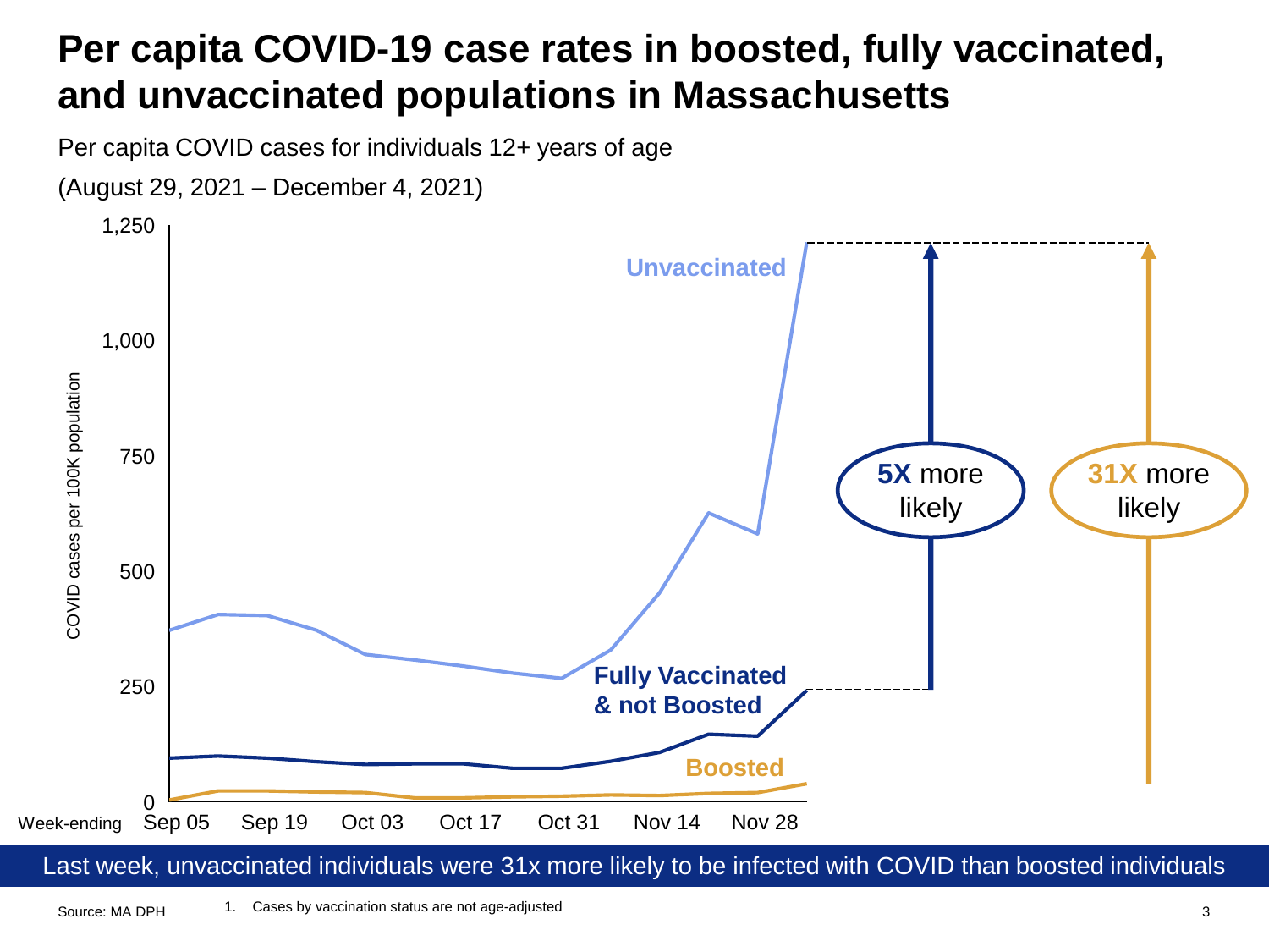# Per capita COVID-19 case rates in boosted, fully vaccinated, and unvaccinated populations in Massachusetts

Per capita COVID cases for individuals 12+ years of age

(August 29, 2021 – December 4, 2021)

COVID cases per 100K population

1,250

1,000

750

500

250

0

Week-ending Sep 05 Sep 19 Oct 03 Oct 17 Oct 31 Nov 14 Nov 28

**Unvaccinated**

**Fully Vaccinated & not Boosted**

**Boosted**

**5X** more likely

**31X** more likely

Last week, unvaccinated individuals were 31x more likely to be infected with COVID than boosted individuals

Source: MA DPH

1. Cases by vaccination status are not age-adjusted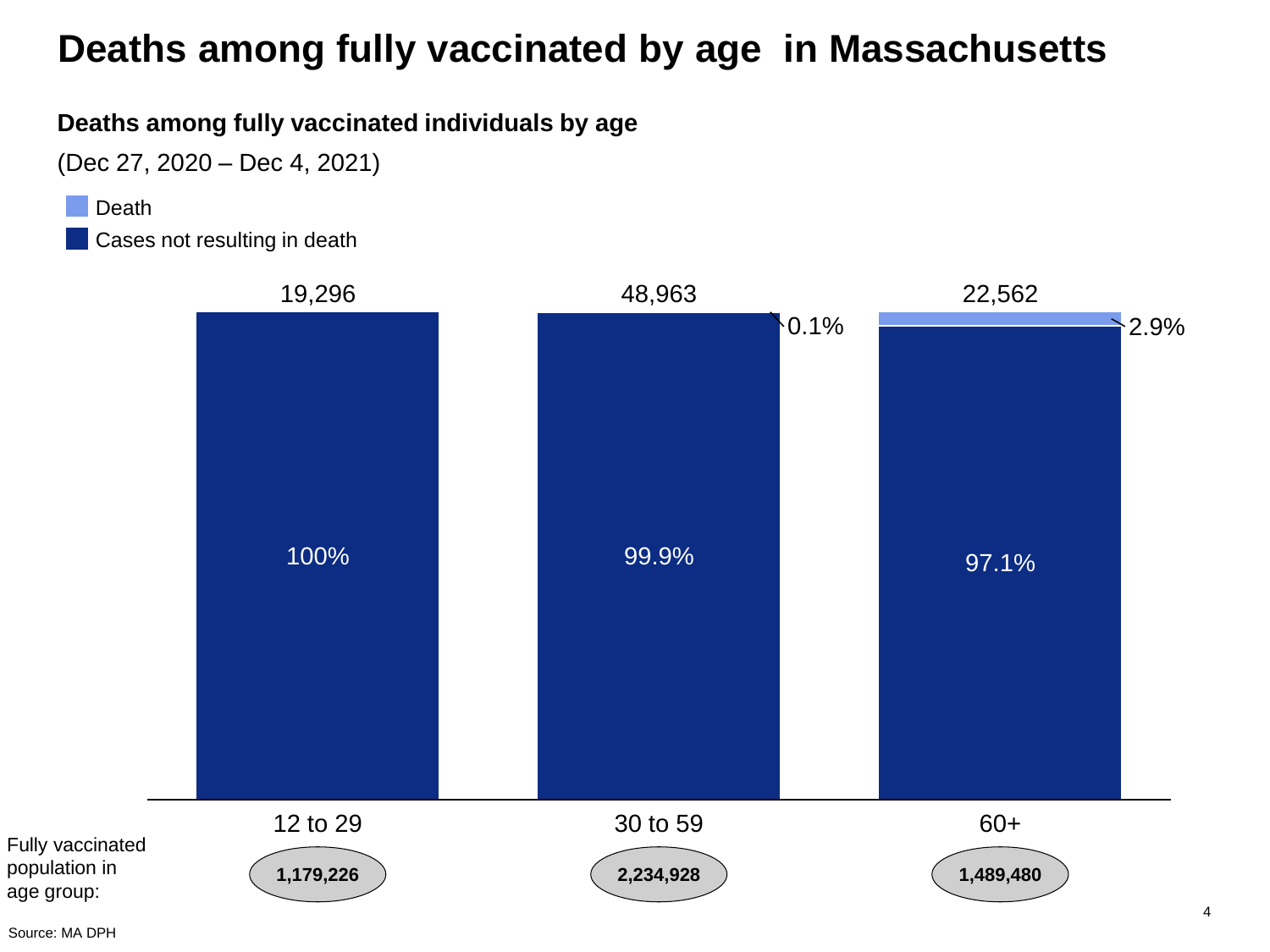# Deaths among fully vaccinated by age in Massachusetts

**Deaths among fully vaccinated individuals by age**

(Dec 27, 2020 – Dec 4, 2021)

- Death
- Cases not resulting in death

| Age group | Total cases | Cases not resulting in death | Death | Fully vaccinated population in age group |
|---|---|---|---|---|
| 12 to 29 | 19,296 | 100% | | **1,179,226** |
| 30 to 59 | 48,963 | 99.9% | 0.1% | **2,234,928** |
| 60+ | 22,562 | 97.1% | 2.9% | **1,489,480** |

Source: MA DPH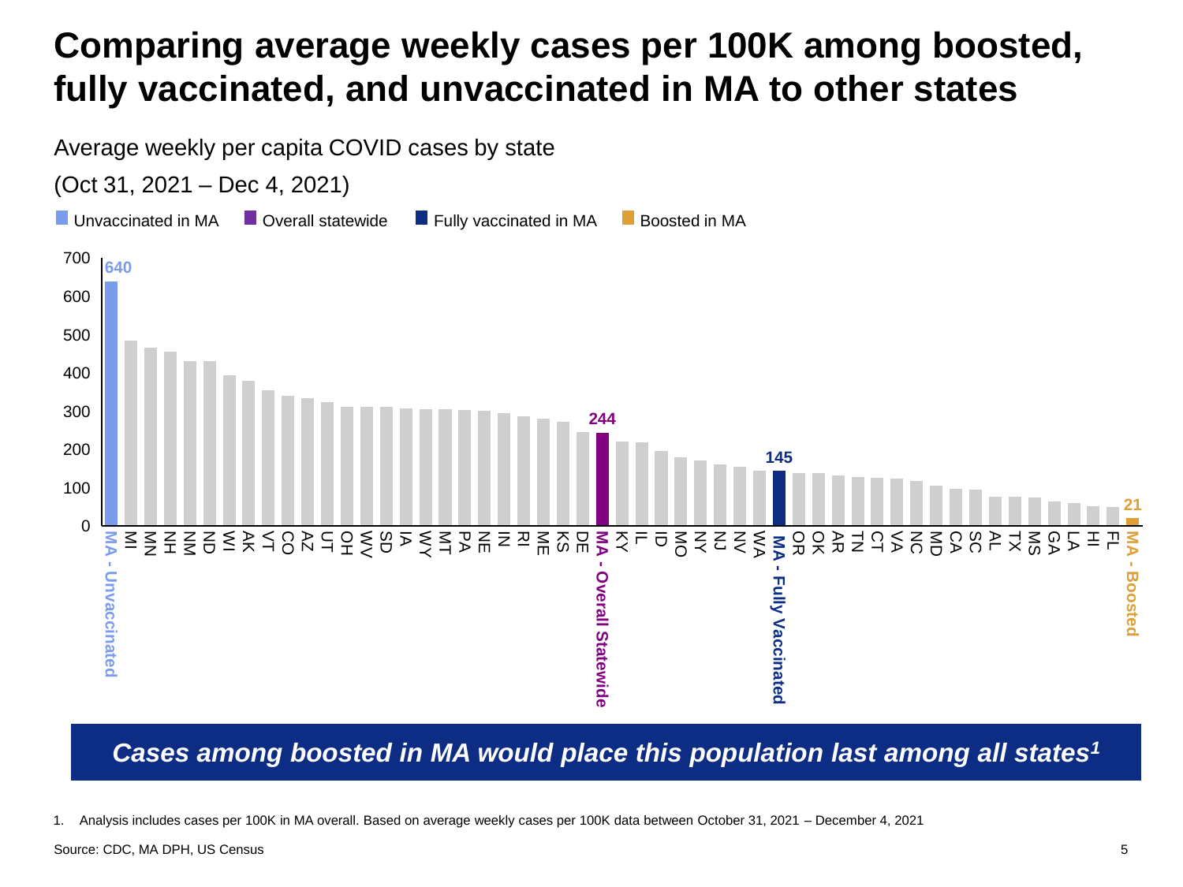# Comparing average weekly cases per 100K among boosted, fully vaccinated, and unvaccinated in MA to other states

Average weekly per capita COVID cases by state

(Oct 31, 2021 – Dec 4, 2021)

Unvaccinated in MA | Overall statewide | Fully vaccinated in MA | Boosted in MA

| State / Group | Average weekly cases per 100K |
|---|---|
| MA - Unvaccinated | 640 |
| MI | |
| MN | |
| NH | |
| NM | |
| ND | |
| WI | |
| AK | |
| VT | |
| CO | |
| AZ | |
| UT | |
| OH | |
| WV | |
| SD | |
| IA | |
| WY | |
| MT | |
| PA | |
| NE | |
| IN | |
| RI | |
| ME | |
| KS | |
| DE | |
| MA - Overall Statewide | 244 |
| KY | |
| IL | |
| ID | |
| MO | |
| NY | |
| NJ | |
| NV | |
| WA | |
| MA - Fully Vaccinated | 145 |
| OR | |
| OK | |
| AR | |
| TN | |
| CT | |
| VA | |
| NC | |
| MD | |
| CA | |
| SC | |
| AL | |
| TX | |
| MS | |
| GA | |
| LA | |
| HI | |
| FL | |
| MA - Boosted | 21 |

***Cases among boosted in MA would place this population last among all states[1]***

1. Analysis includes cases per 100K in MA overall. Based on average weekly cases per 100K data between October 31, 2021 – December 4, 2021

Source: CDC, MA DPH, US Census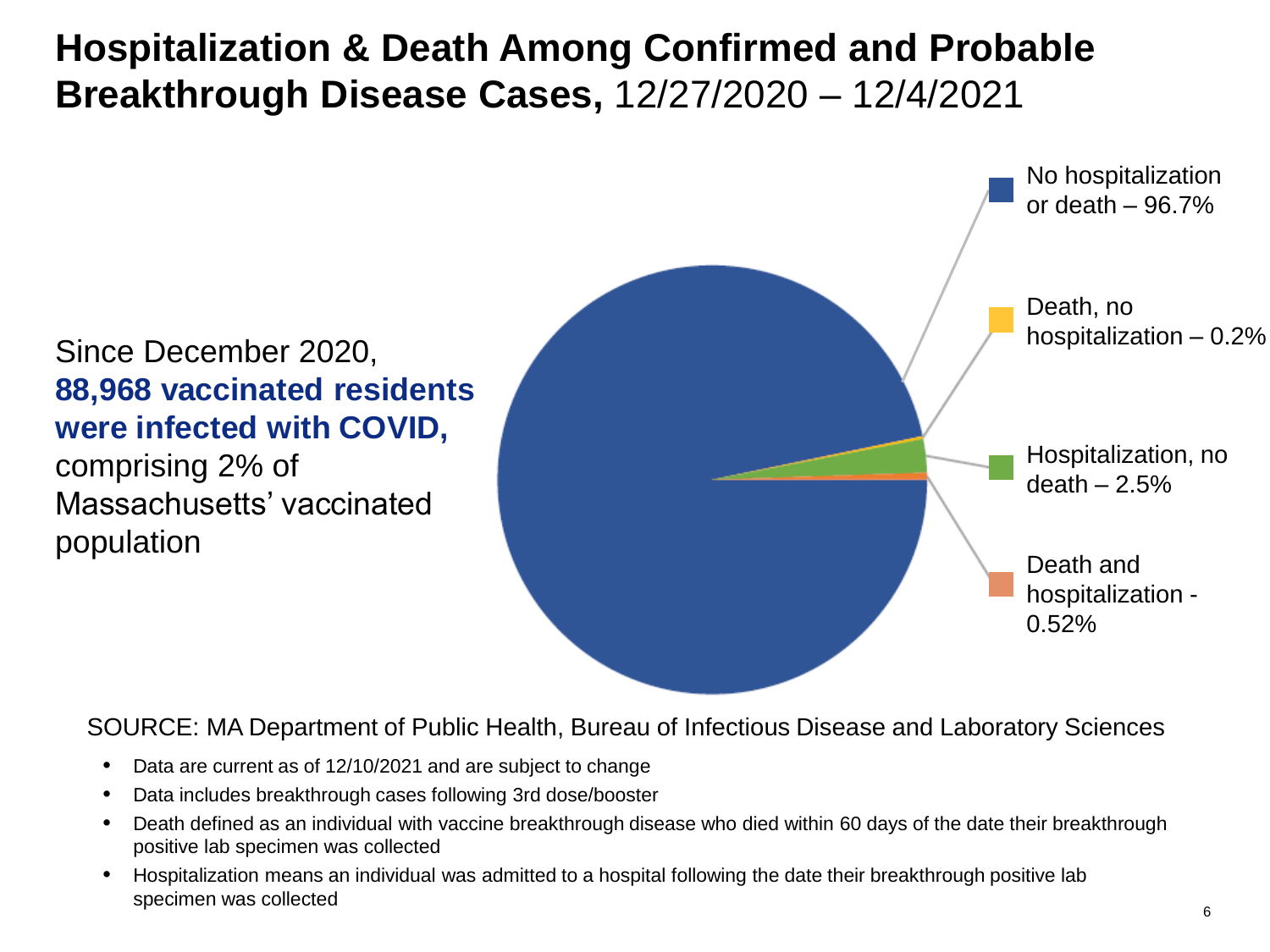# **Hospitalization & Death Among Confirmed and Probable Breakthrough Disease Cases,** 12/27/2020 – 12/4/2021

Since December 2020, **88,968 vaccinated residents were infected with COVID,** comprising 2% of Massachusetts' vaccinated population

No hospitalization or death – 96.7%

Death, no hospitalization – 0.2%

Hospitalization, no death – 2.5%

Death and hospitalization - 0.52%

SOURCE: MA Department of Public Health, Bureau of Infectious Disease and Laboratory Sciences

- Data are current as of 12/10/2021 and are subject to change
- Data includes breakthrough cases following 3rd dose/booster
- Death defined as an individual with vaccine breakthrough disease who died within 60 days of the date their breakthrough positive lab specimen was collected
- Hospitalization means an individual was admitted to a hospital following the date their breakthrough positive lab specimen was collected